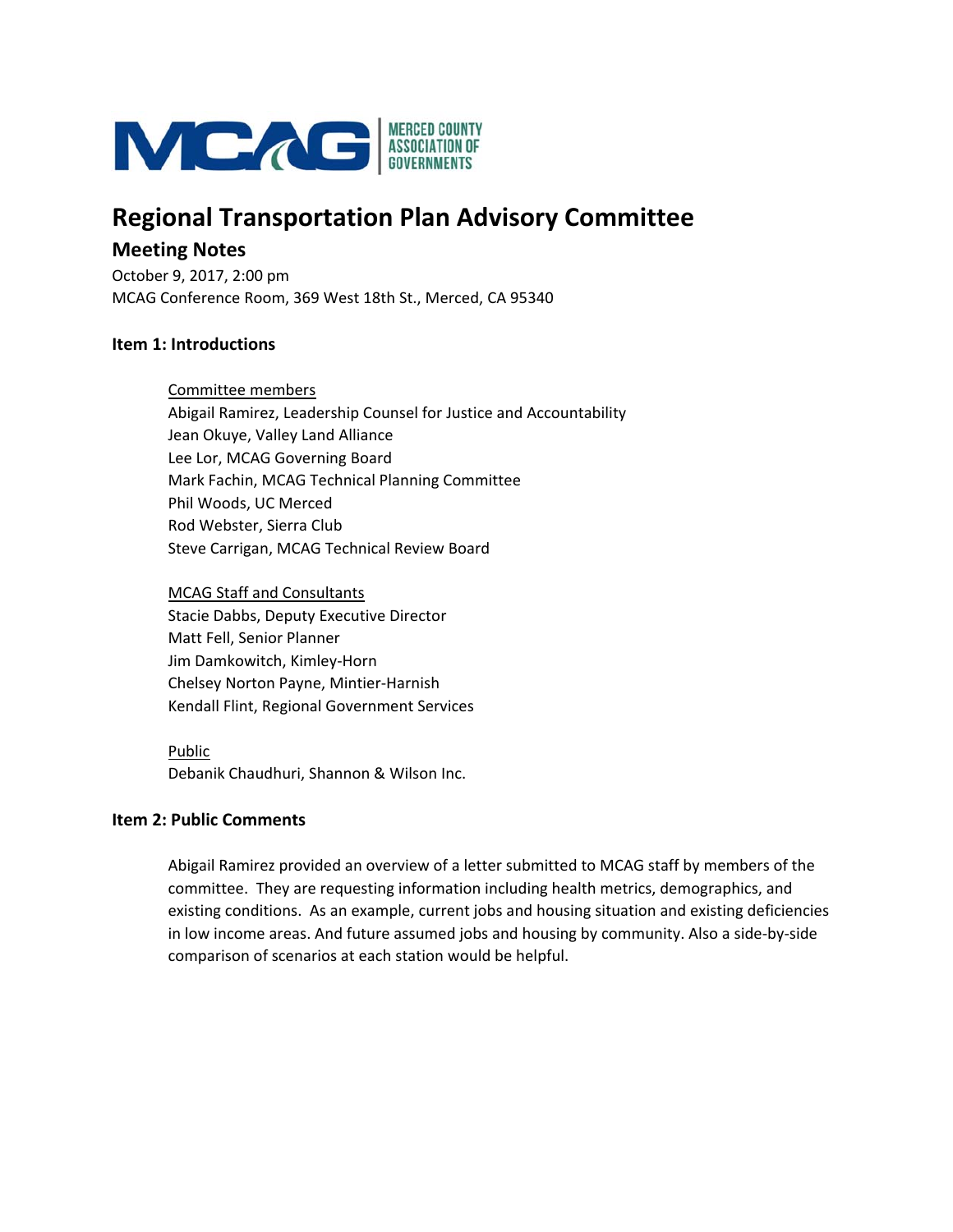MERCED COUNTY ASSOCIATION OF GOVERNMENTS

# Regional Transportation Plan Advisory Committee

## Meeting Notes

October 9, 2017, 2:00 pm
MCAG Conference Room, 369 West 18th St., Merced, CA 95340

### Item 1: Introductions

Committee members
Abigail Ramirez, Leadership Counsel for Justice and Accountability
Jean Okuye, Valley Land Alliance
Lee Lor, MCAG Governing Board
Mark Fachin, MCAG Technical Planning Committee
Phil Woods, UC Merced
Rod Webster, Sierra Club
Steve Carrigan, MCAG Technical Review Board

MCAG Staff and Consultants
Stacie Dabbs, Deputy Executive Director
Matt Fell, Senior Planner
Jim Damkowitch, Kimley-Horn
Chelsey Norton Payne, Mintier-Harnish
Kendall Flint, Regional Government Services

Public
Debanik Chaudhuri, Shannon & Wilson Inc.

### Item 2: Public Comments

Abigail Ramirez provided an overview of a letter submitted to MCAG staff by members of the committee. They are requesting information including health metrics, demographics, and existing conditions. As an example, current jobs and housing situation and existing deficiencies in low income areas. And future assumed jobs and housing by community. Also a side-by-side comparison of scenarios at each station would be helpful.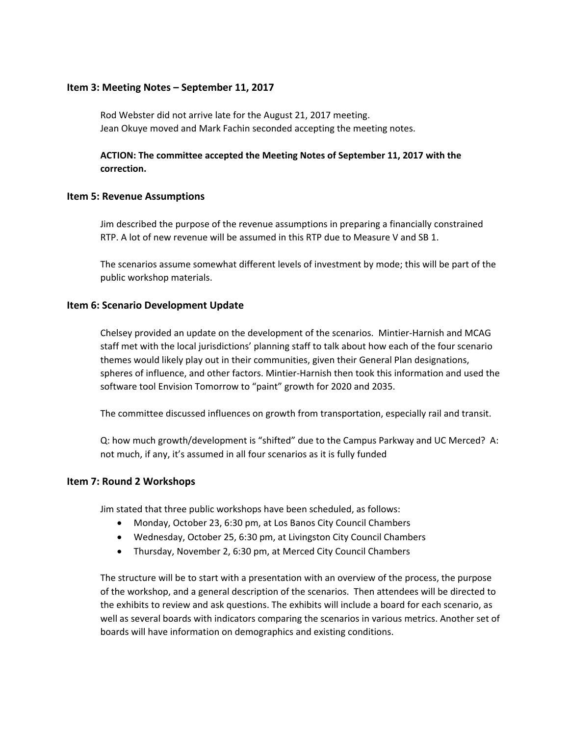### Item 3: Meeting Notes – September 11, 2017

Rod Webster did not arrive late for the August 21, 2017 meeting.
Jean Okuye moved and Mark Fachin seconded accepting the meeting notes.

**ACTION: The committee accepted the Meeting Notes of September 11, 2017 with the correction.**

### Item 5: Revenue Assumptions

Jim described the purpose of the revenue assumptions in preparing a financially constrained RTP. A lot of new revenue will be assumed in this RTP due to Measure V and SB 1.

The scenarios assume somewhat different levels of investment by mode; this will be part of the public workshop materials.

### Item 6: Scenario Development Update

Chelsey provided an update on the development of the scenarios. Mintier-Harnish and MCAG staff met with the local jurisdictions' planning staff to talk about how each of the four scenario themes would likely play out in their communities, given their General Plan designations, spheres of influence, and other factors. Mintier-Harnish then took this information and used the software tool Envision Tomorrow to "paint" growth for 2020 and 2035.

The committee discussed influences on growth from transportation, especially rail and transit.

Q: how much growth/development is "shifted" due to the Campus Parkway and UC Merced? A: not much, if any, it's assumed in all four scenarios as it is fully funded

### Item 7: Round 2 Workshops

Jim stated that three public workshops have been scheduled, as follows:

- Monday, October 23, 6:30 pm, at Los Banos City Council Chambers
- Wednesday, October 25, 6:30 pm, at Livingston City Council Chambers
- Thursday, November 2, 6:30 pm, at Merced City Council Chambers

The structure will be to start with a presentation with an overview of the process, the purpose of the workshop, and a general description of the scenarios. Then attendees will be directed to the exhibits to review and ask questions. The exhibits will include a board for each scenario, as well as several boards with indicators comparing the scenarios in various metrics. Another set of boards will have information on demographics and existing conditions.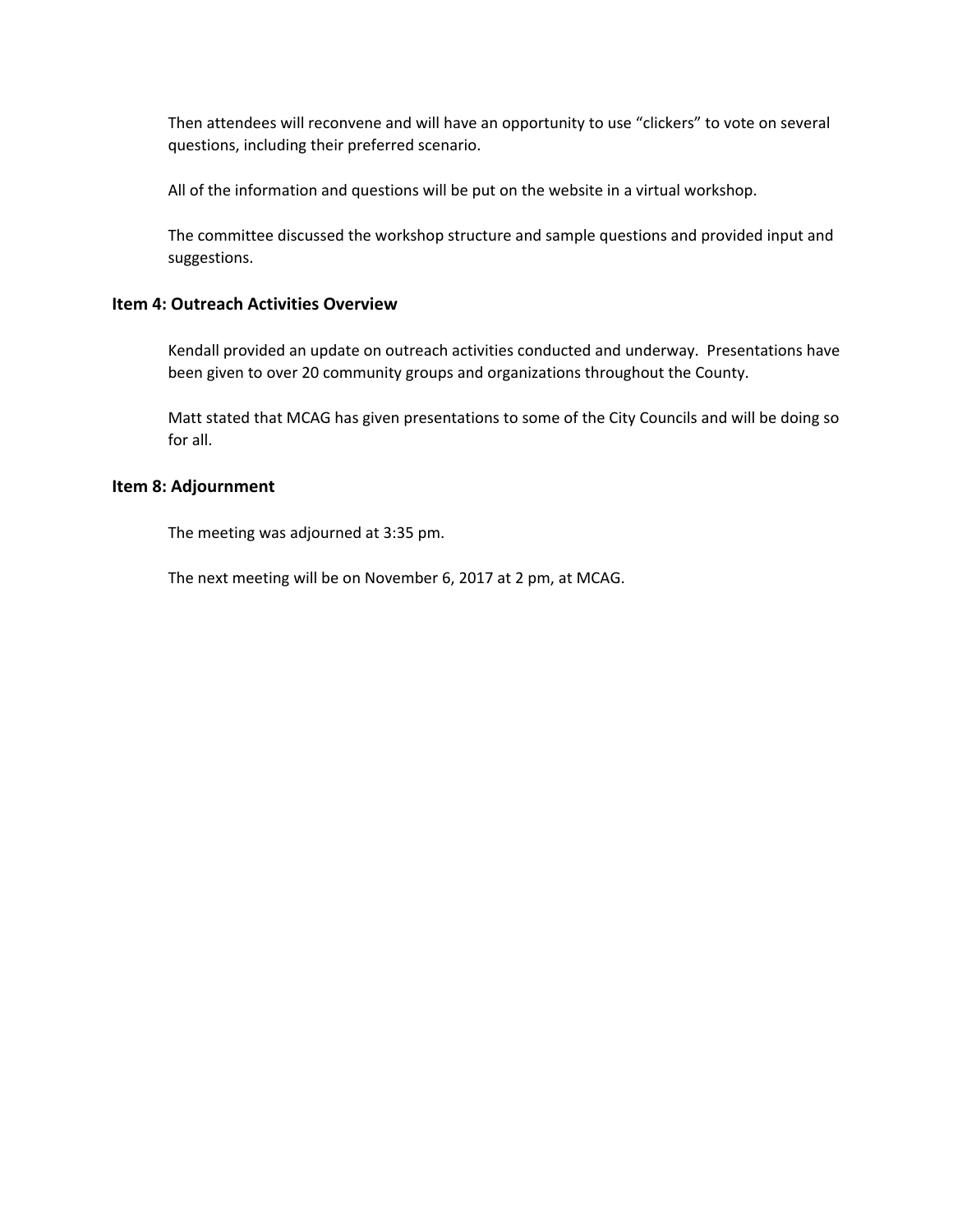Then attendees will reconvene and will have an opportunity to use "clickers" to vote on several questions, including their preferred scenario.

All of the information and questions will be put on the website in a virtual workshop.

The committee discussed the workshop structure and sample questions and provided input and suggestions.

## Item 4: Outreach Activities Overview

Kendall provided an update on outreach activities conducted and underway. Presentations have been given to over 20 community groups and organizations throughout the County.

Matt stated that MCAG has given presentations to some of the City Councils and will be doing so for all.

## Item 8: Adjournment

The meeting was adjourned at 3:35 pm.

The next meeting will be on November 6, 2017 at 2 pm, at MCAG.